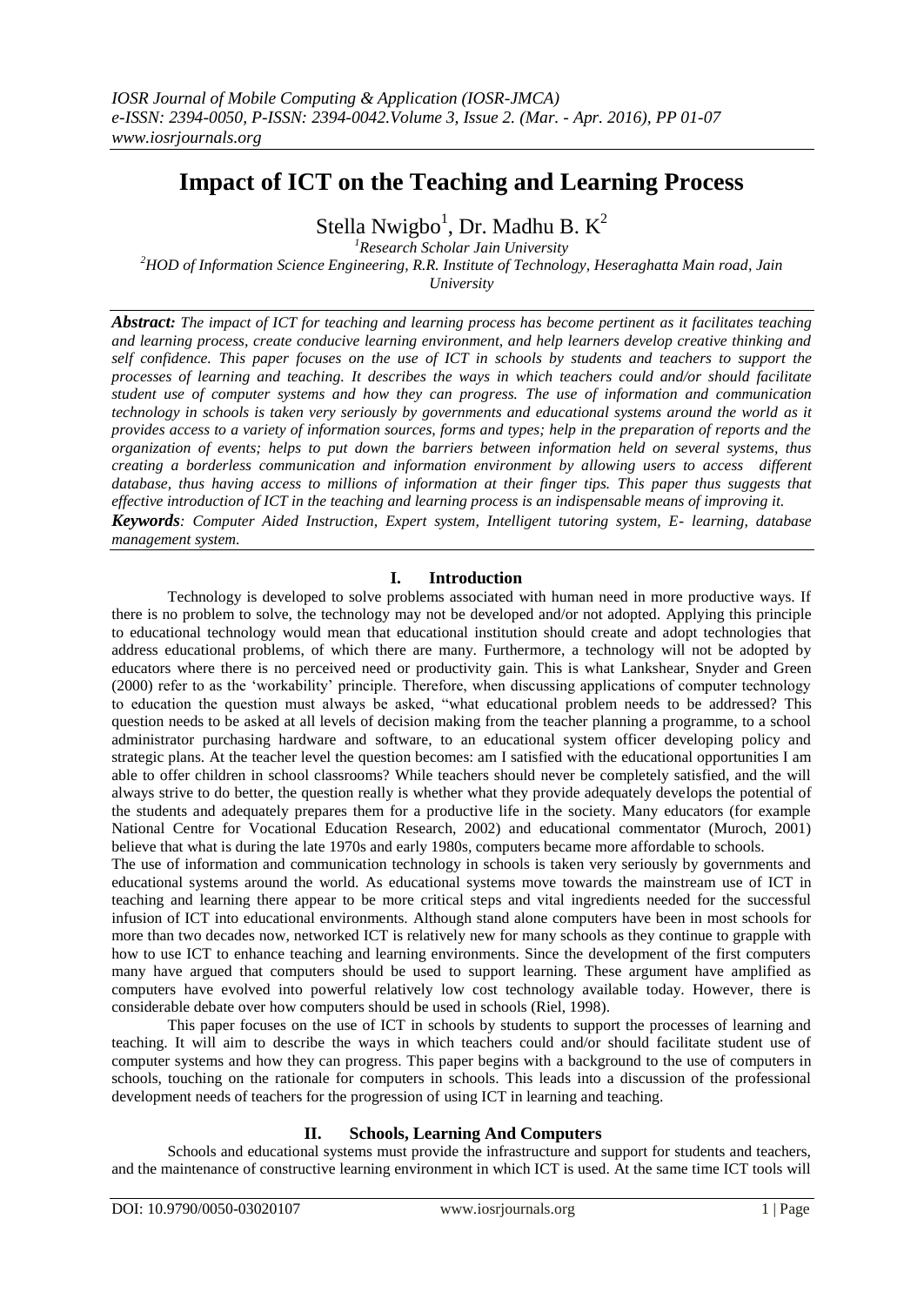# Impact of ICT on the Teaching and Learning Process

Stella Nwigbo[1], Dr. Madhu B. K[2]

[1]*Research Scholar Jain University*
[2]*HOD of Information Science Engineering, R.R. Institute of Technology, Heseraghatta Main road, Jain University*

***Abstract:*** *The impact of ICT for teaching and learning process has become pertinent as it facilitates teaching and learning process, create conducive learning environment, and help learners develop creative thinking and self confidence. This paper focuses on the use of ICT in schools by students and teachers to support the processes of learning and teaching. It describes the ways in which teachers could and/or should facilitate student use of computer systems and how they can progress. The use of information and communication technology in schools is taken very seriously by governments and educational systems around the world as it provides access to a variety of information sources, forms and types; help in the preparation of reports and the organization of events; helps to put down the barriers between information held on several systems, thus creating a borderless communication and information environment by allowing users to access different database, thus having access to millions of information at their finger tips. This paper thus suggests that effective introduction of ICT in the teaching and learning process is an indispensable means of improving it.*

***Keywords****: Computer Aided Instruction, Expert system, Intelligent tutoring system, E- learning, database management system.*

## I. Introduction

Technology is developed to solve problems associated with human need in more productive ways. If there is no problem to solve, the technology may not be developed and/or not adopted. Applying this principle to educational technology would mean that educational institution should create and adopt technologies that address educational problems, of which there are many. Furthermore, a technology will not be adopted by educators where there is no perceived need or productivity gain. This is what Lankshear, Snyder and Green (2000) refer to as the 'workability' principle. Therefore, when discussing applications of computer technology to education the question must always be asked, "what educational problem needs to be addressed? This question needs to be asked at all levels of decision making from the teacher planning a programme, to a school administrator purchasing hardware and software, to an educational system officer developing policy and strategic plans. At the teacher level the question becomes: am I satisfied with the educational opportunities I am able to offer children in school classrooms? While teachers should never be completely satisfied, and the will always strive to do better, the question really is whether what they provide adequately develops the potential of the students and adequately prepares them for a productive life in the society. Many educators (for example National Centre for Vocational Education Research, 2002) and educational commentator (Muroch, 2001) believe that what is during the late 1970s and early 1980s, computers became more affordable to schools.

The use of information and communication technology in schools is taken very seriously by governments and educational systems around the world. As educational systems move towards the mainstream use of ICT in teaching and learning there appear to be more critical steps and vital ingredients needed for the successful infusion of ICT into educational environments. Although stand alone computers have been in most schools for more than two decades now, networked ICT is relatively new for many schools as they continue to grapple with how to use ICT to enhance teaching and learning environments. Since the development of the first computers many have argued that computers should be used to support learning. These argument have amplified as computers have evolved into powerful relatively low cost technology available today. However, there is considerable debate over how computers should be used in schools (Riel, 1998).

This paper focuses on the use of ICT in schools by students to support the processes of learning and teaching. It will aim to describe the ways in which teachers could and/or should facilitate student use of computer systems and how they can progress. This paper begins with a background to the use of computers in schools, touching on the rationale for computers in schools. This leads into a discussion of the professional development needs of teachers for the progression of using ICT in learning and teaching.

## II. Schools, Learning And Computers

Schools and educational systems must provide the infrastructure and support for students and teachers, and the maintenance of constructive learning environment in which ICT is used. At the same time ICT tools will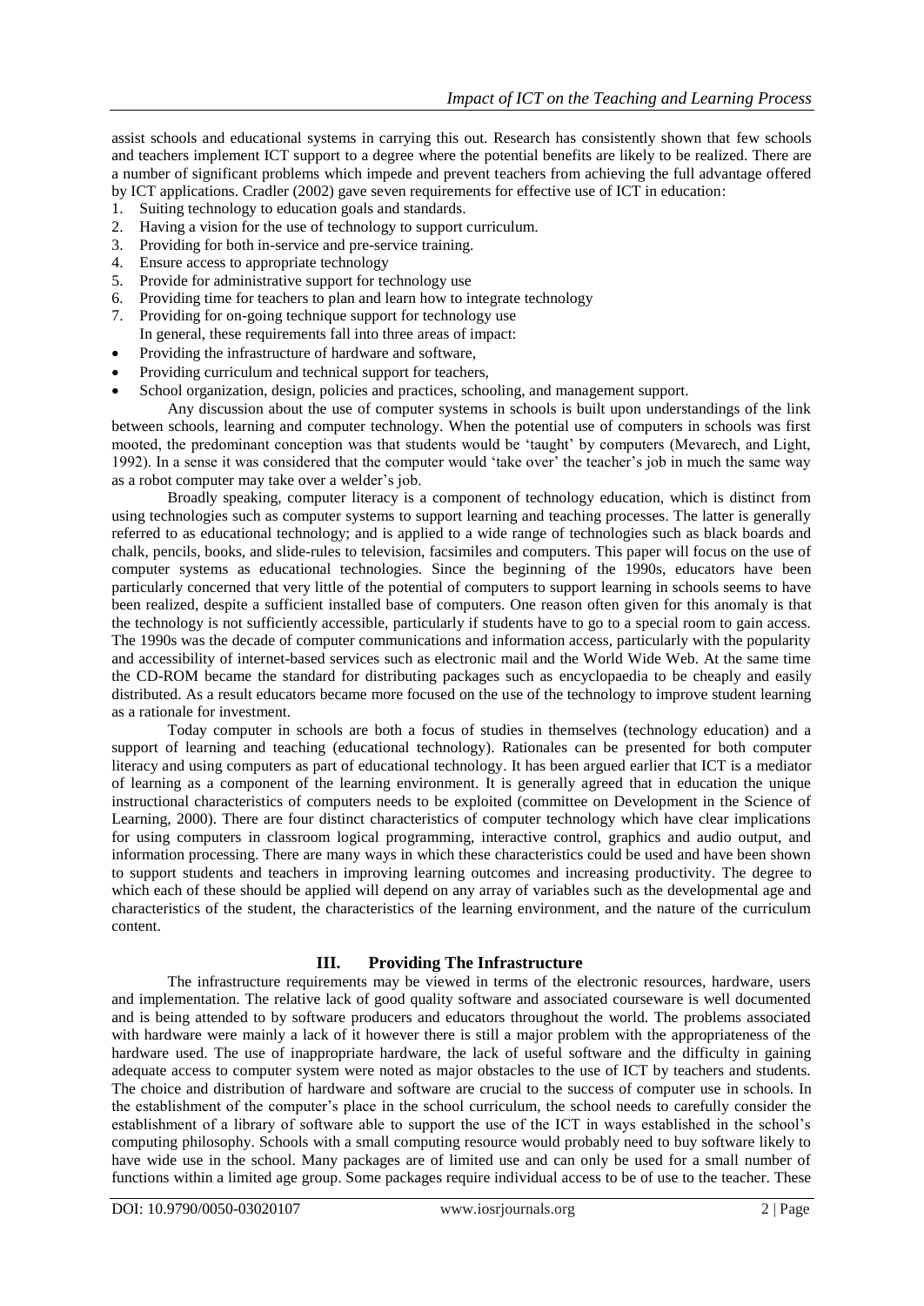assist schools and educational systems in carrying this out. Research has consistently shown that few schools and teachers implement ICT support to a degree where the potential benefits are likely to be realized. There are a number of significant problems which impede and prevent teachers from achieving the full advantage offered by ICT applications. Cradler (2002) gave seven requirements for effective use of ICT in education:

1. Suiting technology to education goals and standards.
2. Having a vision for the use of technology to support curriculum.
3. Providing for both in-service and pre-service training.
4. Ensure access to appropriate technology
5. Provide for administrative support for technology use
6. Providing time for teachers to plan and learn how to integrate technology
7. Providing for on-going technique support for technology use

In general, these requirements fall into three areas of impact:

- Providing the infrastructure of hardware and software,
- Providing curriculum and technical support for teachers,
- School organization, design, policies and practices, schooling, and management support.

Any discussion about the use of computer systems in schools is built upon understandings of the link between schools, learning and computer technology. When the potential use of computers in schools was first mooted, the predominant conception was that students would be 'taught' by computers (Mevarech, and Light, 1992). In a sense it was considered that the computer would 'take over' the teacher's job in much the same way as a robot computer may take over a welder's job.

Broadly speaking, computer literacy is a component of technology education, which is distinct from using technologies such as computer systems to support learning and teaching processes. The latter is generally referred to as educational technology; and is applied to a wide range of technologies such as black boards and chalk, pencils, books, and slide-rules to television, facsimiles and computers. This paper will focus on the use of computer systems as educational technologies. Since the beginning of the 1990s, educators have been particularly concerned that very little of the potential of computers to support learning in schools seems to have been realized, despite a sufficient installed base of computers. One reason often given for this anomaly is that the technology is not sufficiently accessible, particularly if students have to go to a special room to gain access. The 1990s was the decade of computer communications and information access, particularly with the popularity and accessibility of internet-based services such as electronic mail and the World Wide Web. At the same time the CD-ROM became the standard for distributing packages such as encyclopaedia to be cheaply and easily distributed. As a result educators became more focused on the use of the technology to improve student learning as a rationale for investment.

Today computer in schools are both a focus of studies in themselves (technology education) and a support of learning and teaching (educational technology). Rationales can be presented for both computer literacy and using computers as part of educational technology. It has been argued earlier that ICT is a mediator of learning as a component of the learning environment. It is generally agreed that in education the unique instructional characteristics of computers needs to be exploited (committee on Development in the Science of Learning, 2000). There are four distinct characteristics of computer technology which have clear implications for using computers in classroom logical programming, interactive control, graphics and audio output, and information processing. There are many ways in which these characteristics could be used and have been shown to support students and teachers in improving learning outcomes and increasing productivity. The degree to which each of these should be applied will depend on any array of variables such as the developmental age and characteristics of the student, the characteristics of the learning environment, and the nature of the curriculum content.

## III. Providing The Infrastructure

The infrastructure requirements may be viewed in terms of the electronic resources, hardware, users and implementation. The relative lack of good quality software and associated courseware is well documented and is being attended to by software producers and educators throughout the world. The problems associated with hardware were mainly a lack of it however there is still a major problem with the appropriateness of the hardware used. The use of inappropriate hardware, the lack of useful software and the difficulty in gaining adequate access to computer system were noted as major obstacles to the use of ICT by teachers and students. The choice and distribution of hardware and software are crucial to the success of computer use in schools. In the establishment of the computer's place in the school curriculum, the school needs to carefully consider the establishment of a library of software able to support the use of the ICT in ways established in the school's computing philosophy. Schools with a small computing resource would probably need to buy software likely to have wide use in the school. Many packages are of limited use and can only be used for a small number of functions within a limited age group. Some packages require individual access to be of use to the teacher. These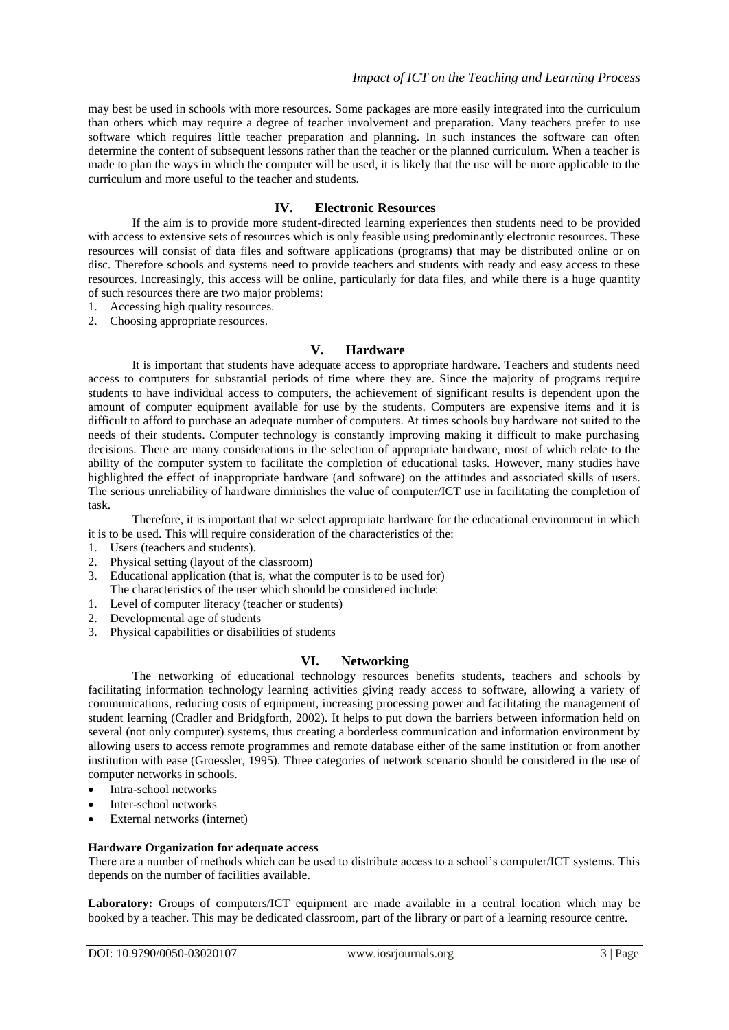may best be used in schools with more resources. Some packages are more easily integrated into the curriculum than others which may require a degree of teacher involvement and preparation. Many teachers prefer to use software which requires little teacher preparation and planning. In such instances the software can often determine the content of subsequent lessons rather than the teacher or the planned curriculum. When a teacher is made to plan the ways in which the computer will be used, it is likely that the use will be more applicable to the curriculum and more useful to the teacher and students.

## IV. Electronic Resources

If the aim is to provide more student-directed learning experiences then students need to be provided with access to extensive sets of resources which is only feasible using predominantly electronic resources. These resources will consist of data files and software applications (programs) that may be distributed online or on disc. Therefore schools and systems need to provide teachers and students with ready and easy access to these resources. Increasingly, this access will be online, particularly for data files, and while there is a huge quantity of such resources there are two major problems:

1. Accessing high quality resources.
2. Choosing appropriate resources.

## V. Hardware

It is important that students have adequate access to appropriate hardware. Teachers and students need access to computers for substantial periods of time where they are. Since the majority of programs require students to have individual access to computers, the achievement of significant results is dependent upon the amount of computer equipment available for use by the students. Computers are expensive items and it is difficult to afford to purchase an adequate number of computers. At times schools buy hardware not suited to the needs of their students. Computer technology is constantly improving making it difficult to make purchasing decisions. There are many considerations in the selection of appropriate hardware, most of which relate to the ability of the computer system to facilitate the completion of educational tasks. However, many studies have highlighted the effect of inappropriate hardware (and software) on the attitudes and associated skills of users. The serious unreliability of hardware diminishes the value of computer/ICT use in facilitating the completion of task.

Therefore, it is important that we select appropriate hardware for the educational environment in which it is to be used. This will require consideration of the characteristics of the:

1. Users (teachers and students).
2. Physical setting (layout of the classroom)
3. Educational application (that is, what the computer is to be used for)

The characteristics of the user which should be considered include:

1. Level of computer literacy (teacher or students)
2. Developmental age of students
3. Physical capabilities or disabilities of students

## VI. Networking

The networking of educational technology resources benefits students, teachers and schools by facilitating information technology learning activities giving ready access to software, allowing a variety of communications, reducing costs of equipment, increasing processing power and facilitating the management of student learning (Cradler and Bridgforth, 2002). It helps to put down the barriers between information held on several (not only computer) systems, thus creating a borderless communication and information environment by allowing users to access remote programmes and remote database either of the same institution or from another institution with ease (Groessler, 1995). Three categories of network scenario should be considered in the use of computer networks in schools.

- Intra-school networks
- Inter-school networks
- External networks (internet)

**Hardware Organization for adequate access**

There are a number of methods which can be used to distribute access to a school's computer/ICT systems. This depends on the number of facilities available.

**Laboratory:** Groups of computers/ICT equipment are made available in a central location which may be booked by a teacher. This may be dedicated classroom, part of the library or part of a learning resource centre.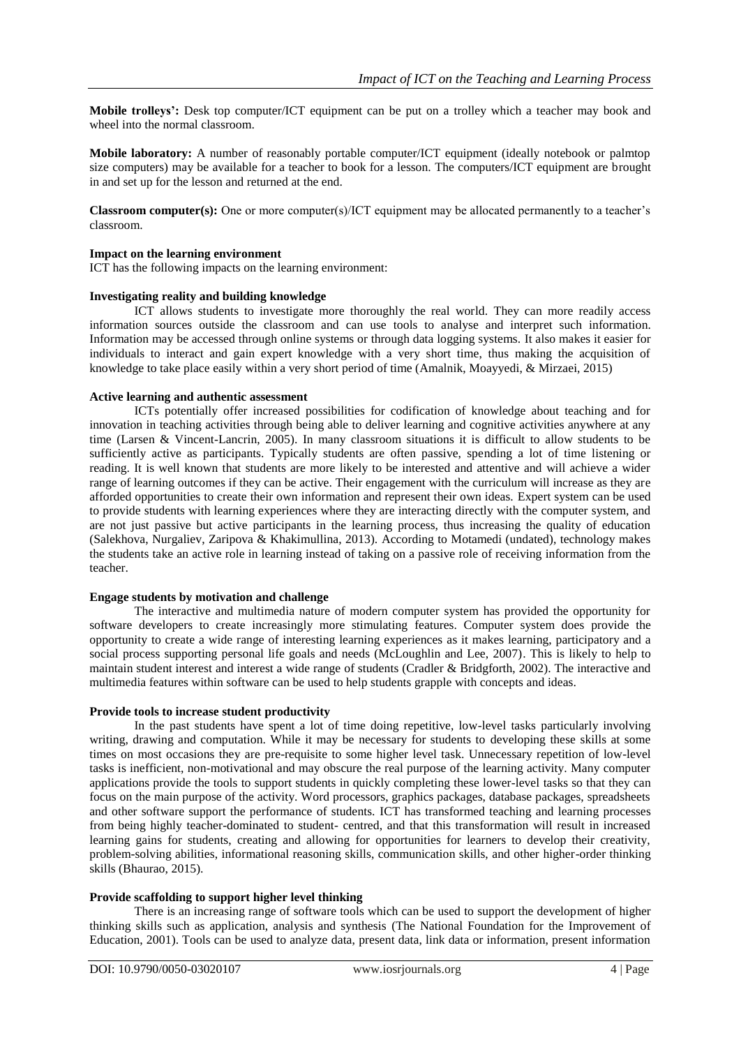**Mobile trolleys':** Desk top computer/ICT equipment can be put on a trolley which a teacher may book and wheel into the normal classroom.

**Mobile laboratory:** A number of reasonably portable computer/ICT equipment (ideally notebook or palmtop size computers) may be available for a teacher to book for a lesson. The computers/ICT equipment are brought in and set up for the lesson and returned at the end.

**Classroom computer(s):** One or more computer(s)/ICT equipment may be allocated permanently to a teacher's classroom.

**Impact on the learning environment**

ICT has the following impacts on the learning environment:

**Investigating reality and building knowledge**

ICT allows students to investigate more thoroughly the real world. They can more readily access information sources outside the classroom and can use tools to analyse and interpret such information. Information may be accessed through online systems or through data logging systems. It also makes it easier for individuals to interact and gain expert knowledge with a very short time, thus making the acquisition of knowledge to take place easily within a very short period of time (Amalnik, Moayyedi, & Mirzaei, 2015)

**Active learning and authentic assessment**

ICTs potentially offer increased possibilities for codification of knowledge about teaching and for innovation in teaching activities through being able to deliver learning and cognitive activities anywhere at any time (Larsen & Vincent-Lancrin, 2005). In many classroom situations it is difficult to allow students to be sufficiently active as participants. Typically students are often passive, spending a lot of time listening or reading. It is well known that students are more likely to be interested and attentive and will achieve a wider range of learning outcomes if they can be active. Their engagement with the curriculum will increase as they are afforded opportunities to create their own information and represent their own ideas. Expert system can be used to provide students with learning experiences where they are interacting directly with the computer system, and are not just passive but active participants in the learning process, thus increasing the quality of education (Salekhova, Nurgaliev, Zaripova & Khakimullina, 2013). According to Motamedi (undated), technology makes the students take an active role in learning instead of taking on a passive role of receiving information from the teacher.

**Engage students by motivation and challenge**

The interactive and multimedia nature of modern computer system has provided the opportunity for software developers to create increasingly more stimulating features. Computer system does provide the opportunity to create a wide range of interesting learning experiences as it makes learning, participatory and a social process supporting personal life goals and needs (McLoughlin and Lee, 2007). This is likely to help to maintain student interest and interest a wide range of students (Cradler & Bridgforth, 2002). The interactive and multimedia features within software can be used to help students grapple with concepts and ideas.

**Provide tools to increase student productivity**

In the past students have spent a lot of time doing repetitive, low-level tasks particularly involving writing, drawing and computation. While it may be necessary for students to developing these skills at some times on most occasions they are pre-requisite to some higher level task. Unnecessary repetition of low-level tasks is inefficient, non-motivational and may obscure the real purpose of the learning activity. Many computer applications provide the tools to support students in quickly completing these lower-level tasks so that they can focus on the main purpose of the activity. Word processors, graphics packages, database packages, spreadsheets and other software support the performance of students. ICT has transformed teaching and learning processes from being highly teacher-dominated to student- centred, and that this transformation will result in increased learning gains for students, creating and allowing for opportunities for learners to develop their creativity, problem-solving abilities, informational reasoning skills, communication skills, and other higher-order thinking skills (Bhaurao, 2015).

**Provide scaffolding to support higher level thinking**

There is an increasing range of software tools which can be used to support the development of higher thinking skills such as application, analysis and synthesis (The National Foundation for the Improvement of Education, 2001). Tools can be used to analyze data, present data, link data or information, present information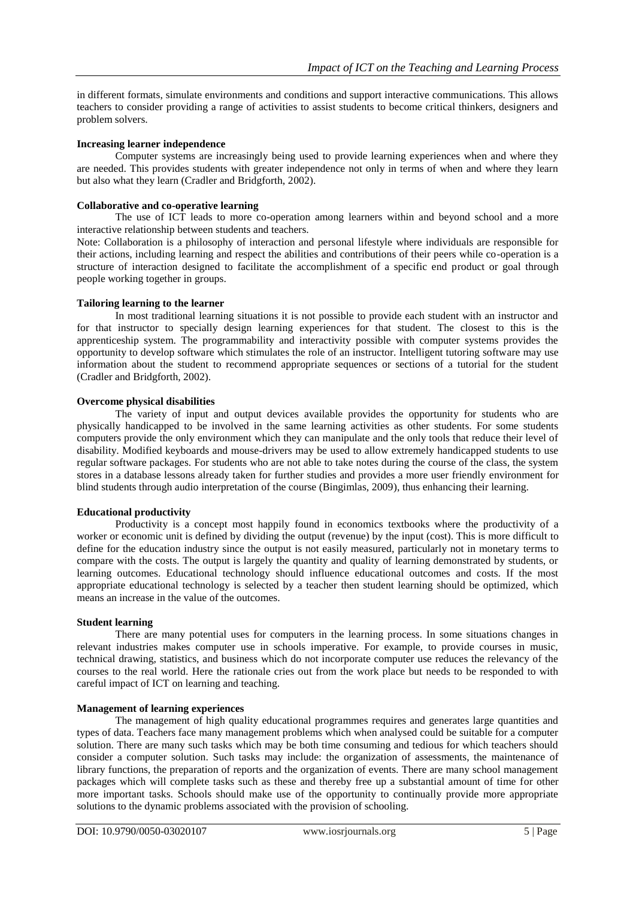in different formats, simulate environments and conditions and support interactive communications. This allows teachers to consider providing a range of activities to assist students to become critical thinkers, designers and problem solvers.

**Increasing learner independence**

Computer systems are increasingly being used to provide learning experiences when and where they are needed. This provides students with greater independence not only in terms of when and where they learn but also what they learn (Cradler and Bridgforth, 2002).

**Collaborative and co-operative learning**

The use of ICT leads to more co-operation among learners within and beyond school and a more interactive relationship between students and teachers.

Note: Collaboration is a philosophy of interaction and personal lifestyle where individuals are responsible for their actions, including learning and respect the abilities and contributions of their peers while co-operation is a structure of interaction designed to facilitate the accomplishment of a specific end product or goal through people working together in groups.

**Tailoring learning to the learner**

In most traditional learning situations it is not possible to provide each student with an instructor and for that instructor to specially design learning experiences for that student. The closest to this is the apprenticeship system. The programmability and interactivity possible with computer systems provides the opportunity to develop software which stimulates the role of an instructor. Intelligent tutoring software may use information about the student to recommend appropriate sequences or sections of a tutorial for the student (Cradler and Bridgforth, 2002).

**Overcome physical disabilities**

The variety of input and output devices available provides the opportunity for students who are physically handicapped to be involved in the same learning activities as other students. For some students computers provide the only environment which they can manipulate and the only tools that reduce their level of disability. Modified keyboards and mouse-drivers may be used to allow extremely handicapped students to use regular software packages. For students who are not able to take notes during the course of the class, the system stores in a database lessons already taken for further studies and provides a more user friendly environment for blind students through audio interpretation of the course (Bingimlas, 2009), thus enhancing their learning.

**Educational productivity**

Productivity is a concept most happily found in economics textbooks where the productivity of a worker or economic unit is defined by dividing the output (revenue) by the input (cost). This is more difficult to define for the education industry since the output is not easily measured, particularly not in monetary terms to compare with the costs. The output is largely the quantity and quality of learning demonstrated by students, or learning outcomes. Educational technology should influence educational outcomes and costs. If the most appropriate educational technology is selected by a teacher then student learning should be optimized, which means an increase in the value of the outcomes.

**Student learning**

There are many potential uses for computers in the learning process. In some situations changes in relevant industries makes computer use in schools imperative. For example, to provide courses in music, technical drawing, statistics, and business which do not incorporate computer use reduces the relevancy of the courses to the real world. Here the rationale cries out from the work place but needs to be responded to with careful impact of ICT on learning and teaching.

**Management of learning experiences**

The management of high quality educational programmes requires and generates large quantities and types of data. Teachers face many management problems which when analysed could be suitable for a computer solution. There are many such tasks which may be both time consuming and tedious for which teachers should consider a computer solution. Such tasks may include: the organization of assessments, the maintenance of library functions, the preparation of reports and the organization of events. There are many school management packages which will complete tasks such as these and thereby free up a substantial amount of time for other more important tasks. Schools should make use of the opportunity to continually provide more appropriate solutions to the dynamic problems associated with the provision of schooling.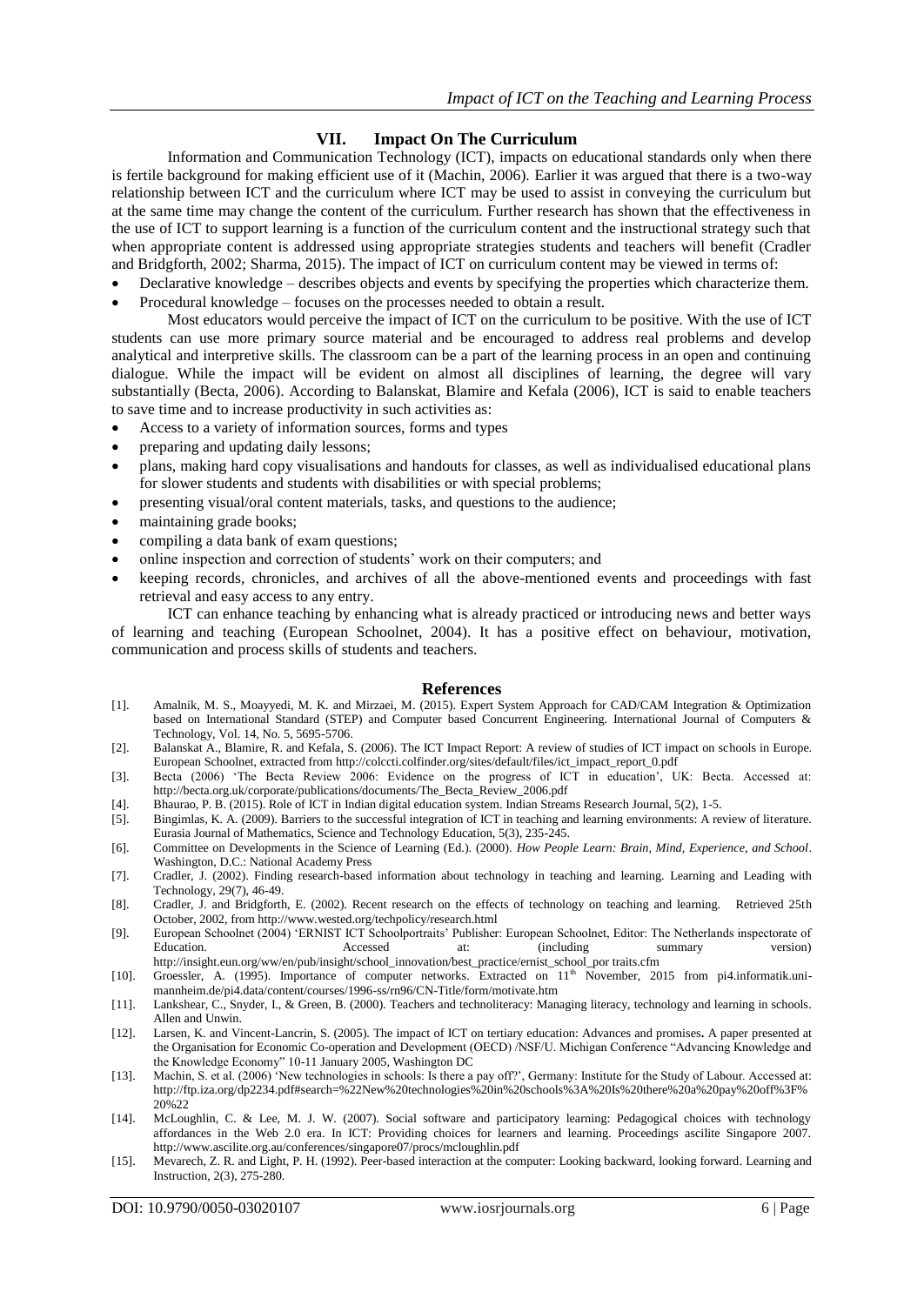## VII. Impact On The Curriculum

Information and Communication Technology (ICT), impacts on educational standards only when there is fertile background for making efficient use of it (Machin, 2006). Earlier it was argued that there is a two-way relationship between ICT and the curriculum where ICT may be used to assist in conveying the curriculum but at the same time may change the content of the curriculum. Further research has shown that the effectiveness in the use of ICT to support learning is a function of the curriculum content and the instructional strategy such that when appropriate content is addressed using appropriate strategies students and teachers will benefit (Cradler and Bridgforth, 2002; Sharma, 2015). The impact of ICT on curriculum content may be viewed in terms of:

- Declarative knowledge – describes objects and events by specifying the properties which characterize them.
- Procedural knowledge – focuses on the processes needed to obtain a result.

Most educators would perceive the impact of ICT on the curriculum to be positive. With the use of ICT students can use more primary source material and be encouraged to address real problems and develop analytical and interpretive skills. The classroom can be a part of the learning process in an open and continuing dialogue. While the impact will be evident on almost all disciplines of learning, the degree will vary substantially (Becta, 2006). According to Balanskat, Blamire and Kefala (2006), ICT is said to enable teachers to save time and to increase productivity in such activities as:

- Access to a variety of information sources, forms and types
- preparing and updating daily lessons;
- plans, making hard copy visualisations and handouts for classes, as well as individualised educational plans for slower students and students with disabilities or with special problems;
- presenting visual/oral content materials, tasks, and questions to the audience;
- maintaining grade books;
- compiling a data bank of exam questions;
- online inspection and correction of students' work on their computers; and
- keeping records, chronicles, and archives of all the above-mentioned events and proceedings with fast retrieval and easy access to any entry.

ICT can enhance teaching by enhancing what is already practiced or introducing news and better ways of learning and teaching (European Schoolnet, 2004). It has a positive effect on behaviour, motivation, communication and process skills of students and teachers.

## References

[1]. Amalnik, M. S., Moayyedi, M. K. and Mirzaei, M. (2015). Expert System Approach for CAD/CAM Integration & Optimization based on International Standard (STEP) and Computer based Concurrent Engineering. International Journal of Computers & Technology, Vol. 14, No. 5, 5695-5706.

[2]. Balanskat A., Blamire, R. and Kefala, S. (2006). The ICT Impact Report: A review of studies of ICT impact on schools in Europe. European Schoolnet, extracted from http://colccti.colfinder.org/sites/default/files/ict_impact_report_0.pdf

[3]. Becta (2006) 'The Becta Review 2006: Evidence on the progress of ICT in education', UK: Becta. Accessed at: http://becta.org.uk/corporate/publications/documents/The_Becta_Review_2006.pdf

[4]. Bhaurao, P. B. (2015). Role of ICT in Indian digital education system. Indian Streams Research Journal, 5(2), 1-5.

[5]. Bingimlas, K. A. (2009). Barriers to the successful integration of ICT in teaching and learning environments: A review of literature. Eurasia Journal of Mathematics, Science and Technology Education, 5(3), 235-245.

[6]. Committee on Developments in the Science of Learning (Ed.). (2000). *How People Learn: Brain, Mind, Experience, and School*. Washington, D.C.: National Academy Press

[7]. Cradler, J. (2002). Finding research-based information about technology in teaching and learning. Learning and Leading with Technology, 29(7), 46-49.

[8]. Cradler, J. and Bridgforth, E. (2002). Recent research on the effects of technology on teaching and learning. Retrieved 25th October, 2002, from http://www.wested.org/techpolicy/research.html

[9]. European Schoolnet (2004) 'ERNIST ICT Schoolportraits' Publisher: European Schoolnet, Editor: The Netherlands inspectorate of Education. Accessed at: (including summary version) http://insight.eun.org/ww/en/pub/insight/school_innovation/best_practice/ernist_school_por traits.cfm

[10]. Groessler, A. (1995). Importance of computer networks. Extracted on 11th November, 2015 from pi4.informatik.uni-mannheim.de/pi4.data/content/courses/1996-ss/rn96/CN-Title/form/motivate.htm

[11]. Lankshear, C., Snyder, I, & Green, B. (2000). Teachers and technoliteracy: Managing literacy, technology and learning in schools. Allen and Unwin.

[12]. Larsen, K. and Vincent-Lancrin, S. (2005). The impact of ICT on tertiary education: Advances and promises. A paper presented at the Organisation for Economic Co-operation and Development (OECD) /NSF/U. Michigan Conference "Advancing Knowledge and the Knowledge Economy" 10-11 January 2005, Washington DC

[13]. Machin, S. et al. (2006) 'New technologies in schools: Is there a pay off?', Germany: Institute for the Study of Labour. Accessed at: http://ftp.iza.org/dp2234.pdf#search=%22New%20technologies%20in%20schools%3A%20Is%20there%20a%20pay%20off%3F%20%22

[14]. McLoughlin, C. & Lee, M. J. W. (2007). Social software and participatory learning: Pedagogical choices with technology affordances in the Web 2.0 era. In ICT: Providing choices for learners and learning. Proceedings ascilite Singapore 2007. http://www.ascilite.org.au/conferences/singapore07/procs/mcloughlin.pdf

[15]. Mevarech, Z. R. and Light, P. H. (1992). Peer-based interaction at the computer: Looking backward, looking forward. Learning and Instruction, 2(3), 275-280.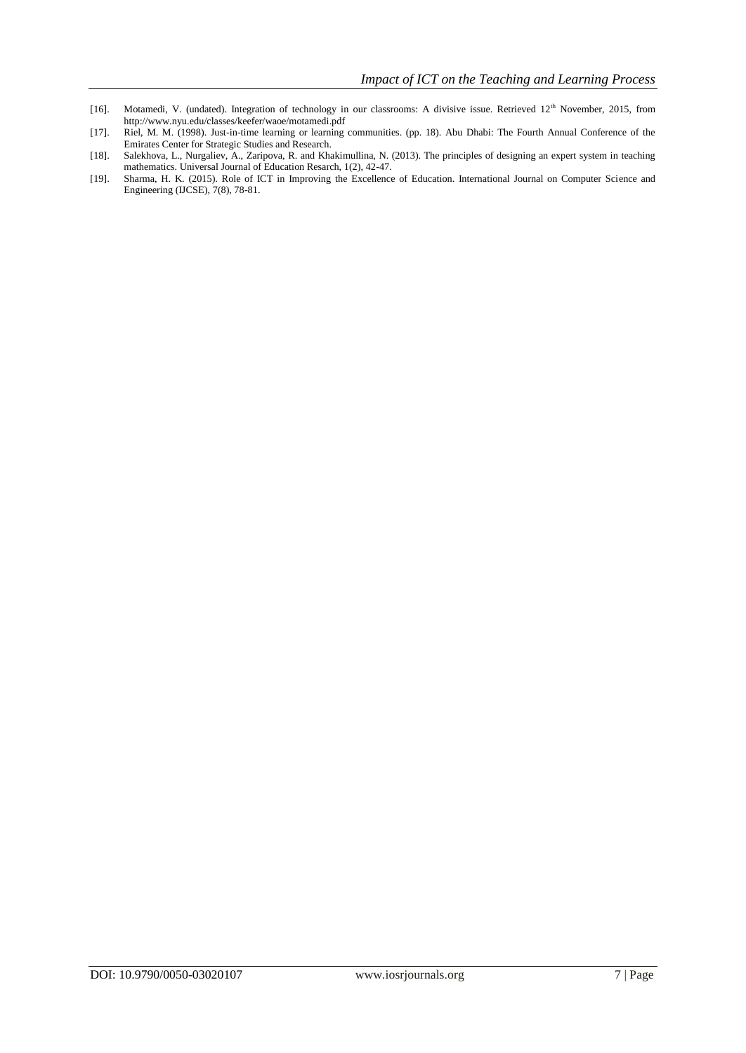[16]. Motamedi, V. (undated). Integration of technology in our classrooms: A divisive issue. Retrieved 12th November, 2015, from http://www.nyu.edu/classes/keefer/waoe/motamedi.pdf

[17]. Riel, M. M. (1998). Just-in-time learning or learning communities. (pp. 18). Abu Dhabi: The Fourth Annual Conference of the Emirates Center for Strategic Studies and Research.

[18]. Salekhova, L., Nurgaliev, A., Zaripova, R. and Khakimullina, N. (2013). The principles of designing an expert system in teaching mathematics. Universal Journal of Education Resarch, 1(2), 42-47.

[19]. Sharma, H. K. (2015). Role of ICT in Improving the Excellence of Education. International Journal on Computer Science and Engineering (IJCSE), 7(8), 78-81.